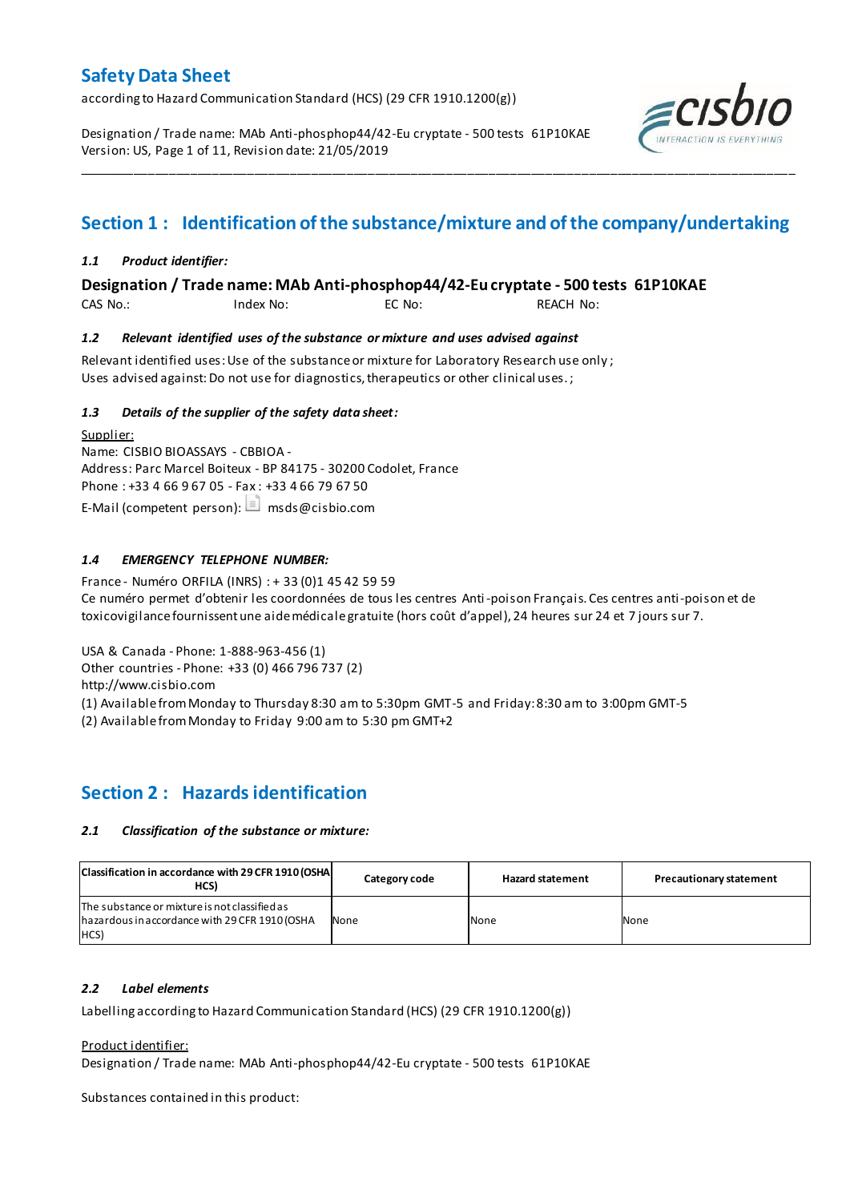# Safety Data Sheet

according to Hazard Communication Standard (HCS) (29 CFR 1910.1200(g))

Designation / Trade name: MAb Anti-phosphop44/42-Eu cryptate - 500 tests 61P10KAE
Version: US, Page 1 of 11, Revision date: 21/05/2019

## Section 1 : Identification of the substance/mixture and of the company/undertaking

### *1.1 Product identifier:*

**Designation / Trade name: MAb Anti-phosphop44/42-Eu cryptate - 500 tests 61P10KAE**

CAS No.: Index No: EC No: REACH No:

### *1.2 Relevant identified uses of the substance or mixture and uses advised against*

Relevant identified uses: Use of the substance or mixture for Laboratory Research use only ;
Uses advised against: Do not use for diagnostics, therapeutics or other clinical uses. ;

### *1.3 Details of the supplier of the safety data sheet:*

Supplier:
Name: CISBIO BIOASSAYS - CBBIOA -
Address: Parc Marcel Boiteux - BP 84175 - 30200 Codolet, France
Phone : +33 4 66 9 67 05 - Fax : +33 4 66 79 67 50
E-Mail (competent person): msds@cisbio.com

### *1.4 EMERGENCY TELEPHONE NUMBER:*

France - Numéro ORFILA (INRS) : + 33 (0)1 45 42 59 59
Ce numéro permet d'obtenir les coordonnées de tous les centres Anti-poison Français. Ces centres anti-poison et de toxicovigilance fournissent une aide médicale gratuite (hors coût d'appel), 24 heures sur 24 et 7 jours sur 7.

USA & Canada - Phone: 1-888-963-456 (1)
Other countries - Phone: +33 (0) 466 796 737 (2)
http://www.cisbio.com
(1) Available from Monday to Thursday 8:30 am to 5:30pm GMT-5 and Friday: 8:30 am to 3:00pm GMT-5
(2) Available from Monday to Friday 9:00 am to 5:30 pm GMT+2

## Section 2 : Hazards identification

### *2.1 Classification of the substance or mixture:*

| Classification in accordance with 29 CFR 1910 (OSHA HCS) | Category code | Hazard statement | Precautionary statement |
|---|---|---|---|
| The substance or mixture is not classified as hazardous in accordance with 29 CFR 1910 (OSHA HCS) | None | None | None |

### *2.2 Label elements*

Labelling according to Hazard Communication Standard (HCS) (29 CFR 1910.1200(g))

Product identifier:
Designation / Trade name: MAb Anti-phosphop44/42-Eu cryptate - 500 tests 61P10KAE

Substances contained in this product: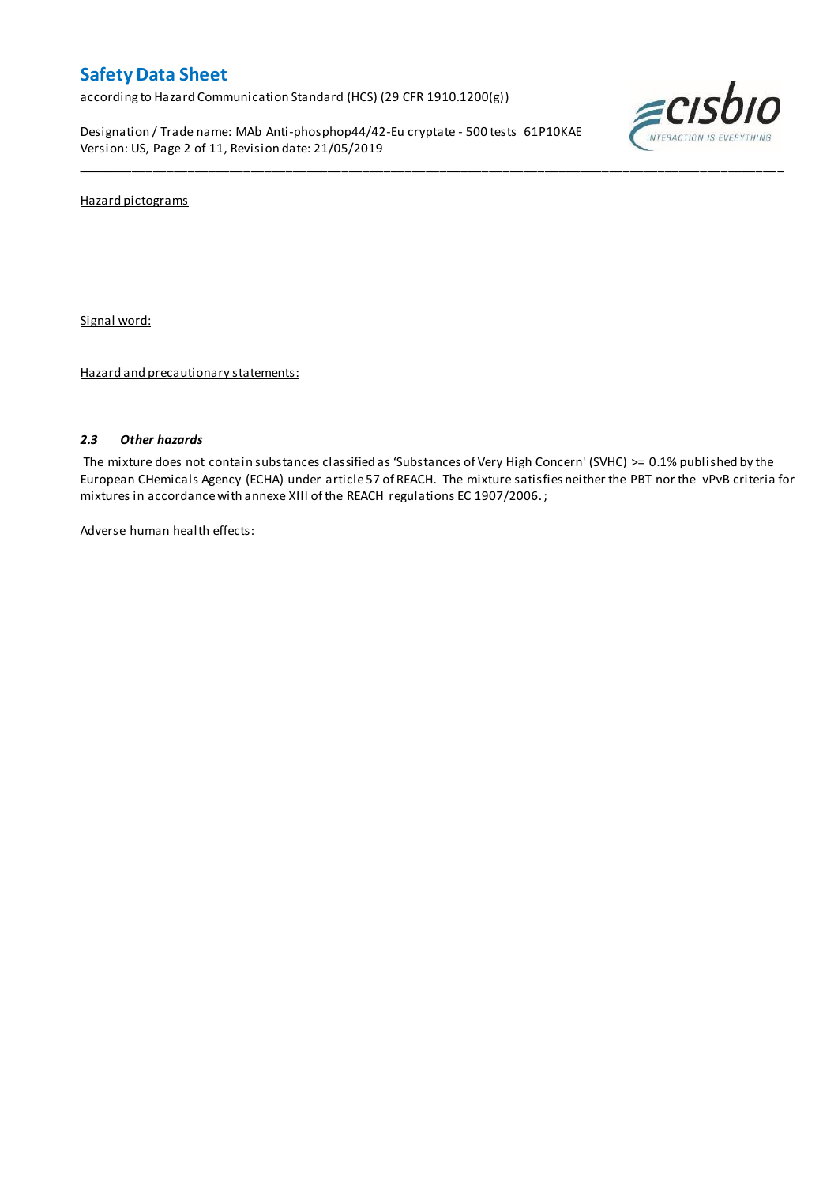Hazard pictograms

Signal word:

Hazard and precautionary statements:

### *2.3 Other hazards*

The mixture does not contain substances classified as 'Substances of Very High Concern' (SVHC) >= 0.1% published by the European CHemicals Agency (ECHA) under article 57 of REACH. The mixture satisfies neither the PBT nor the vPvB criteria for mixtures in accordance with annexe XIII of the REACH regulations EC 1907/2006. ;

Adverse human health effects: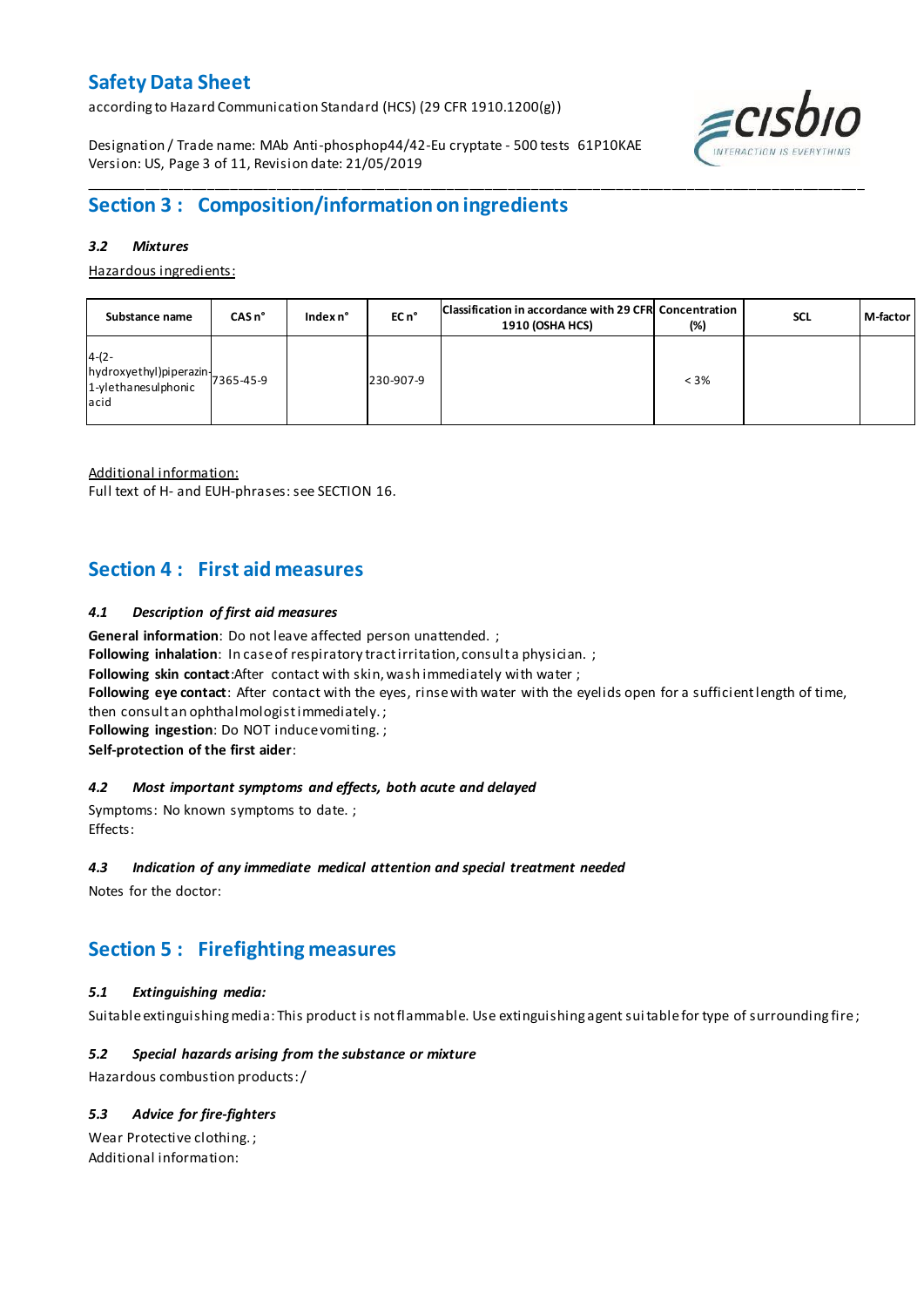## Section 3 : Composition/information on ingredients

### *3.2 Mixtures*

Hazardous ingredients:

| Substance name | CAS n° | Index n° | EC n° | Classification in accordance with 29 CFR 1910 (OSHA HCS) | Concentration (%) | SCL | M-factor |
|---|---|---|---|---|---|---|---|
| 4-(2-hydroxyethyl)piperazin-1-ylethanesulphonic acid | 7365-45-9 | | 230-907-9 | | < 3% | | |

Additional information:
Full text of H- and EUH-phrases: see SECTION 16.

## Section 4 : First aid measures

### *4.1 Description of first aid measures*

**General information**: Do not leave affected person unattended. ;
**Following inhalation**: In case of respiratory tract irritation, consult a physician. ;
**Following skin contact**:After contact with skin, wash immediately with water ;
**Following eye contact**: After contact with the eyes, rinse with water with the eyelids open for a sufficient length of time, then consult an ophthalmologist immediately. ;
**Following ingestion**: Do NOT induce vomiting. ;
**Self-protection of the first aider**:

### *4.2 Most important symptoms and effects, both acute and delayed*

Symptoms: No known symptoms to date. ;
Effects:

### *4.3 Indication of any immediate medical attention and special treatment needed*

Notes for the doctor:

## Section 5 : Firefighting measures

### *5.1 Extinguishing media:*

Suitable extinguishing media: This product is not flammable. Use extinguishing agent suitable for type of surrounding fire ;

### *5.2 Special hazards arising from the substance or mixture*

Hazardous combustion products: /

### *5.3 Advice for fire-fighters*

Wear Protective clothing. ;
Additional information: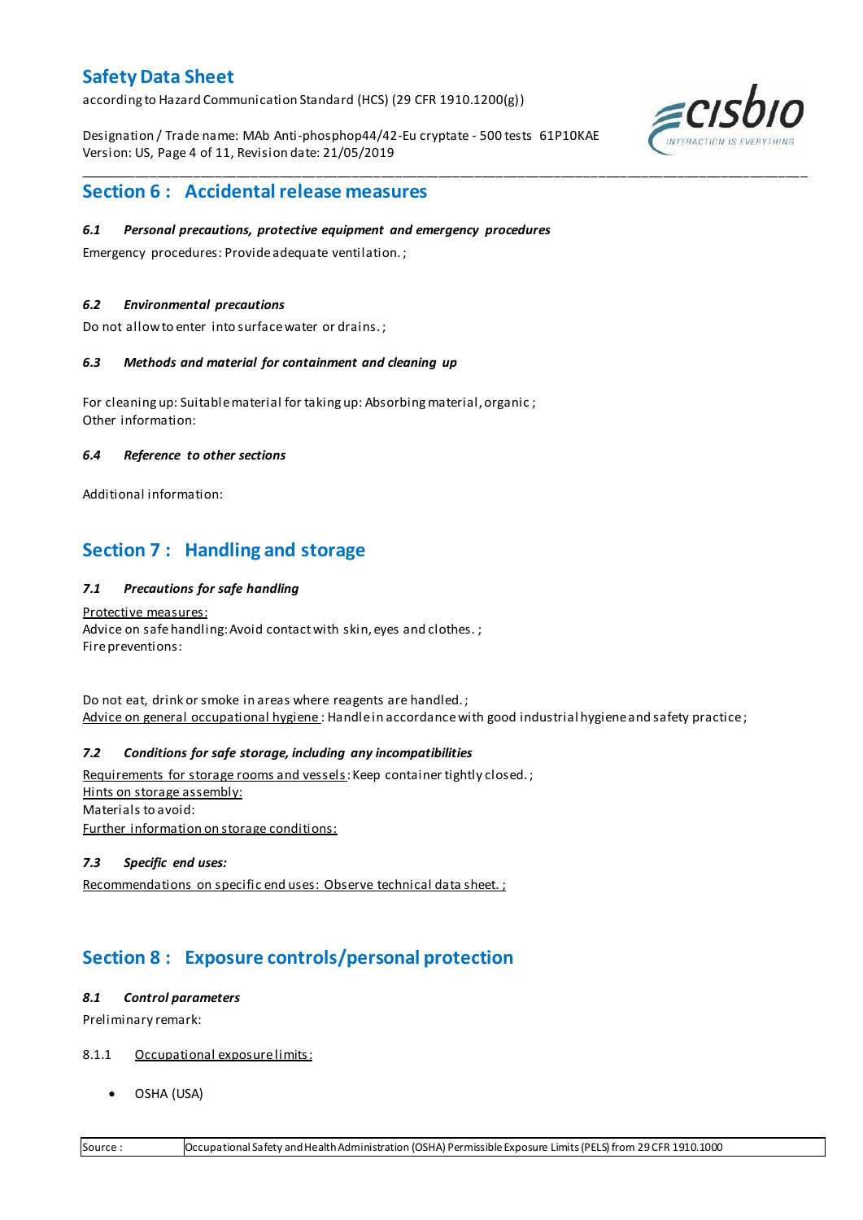## Section 6 : Accidental release measures

### *6.1 Personal precautions, protective equipment and emergency procedures*

Emergency procedures: Provide adequate ventilation. ;

### *6.2 Environmental precautions*

Do not allow to enter into surface water or drains. ;

### *6.3 Methods and material for containment and cleaning up*

For cleaning up: Suitable material for taking up: Absorbing material, organic ;
Other information:

### *6.4 Reference to other sections*

Additional information:

## Section 7 : Handling and storage

### *7.1 Precautions for safe handling*

Protective measures:
Advice on safe handling: Avoid contact with skin, eyes and clothes. ;
Fire preventions:

Do not eat, drink or smoke in areas where reagents are handled. ;
Advice on general occupational hygiene : Handle in accordance with good industrial hygiene and safety practice ;

### *7.2 Conditions for safe storage, including any incompatibilities*

Requirements for storage rooms and vessels: Keep container tightly closed. ;
Hints on storage assembly:
Materials to avoid:
Further information on storage conditions:

### *7.3 Specific end uses:*

Recommendations on specific end uses: Observe technical data sheet. ;

## Section 8 : Exposure controls/personal protection

### *8.1 Control parameters*

Preliminary remark:

8.1.1 Occupational exposure limits:

- OSHA (USA)

| Source : | Occupational Safety and Health Administration (OSHA) Permissible Exposure Limits (PELS) from 29 CFR 1910.1000 |
|---|---|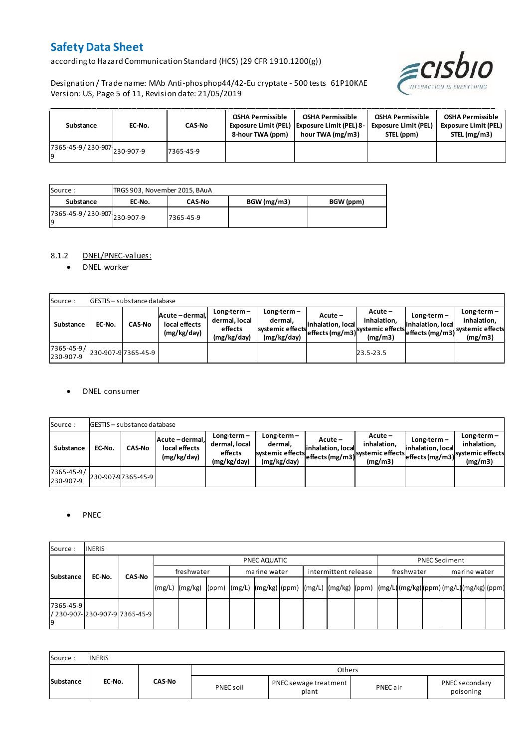| Substance | EC-No. | CAS-No | OSHA Permissible Exposure Limit (PEL) 8-hour TWA (ppm) | OSHA Permissible Exposure Limit (PEL) 8-hour TWA (mg/m3) | OSHA Permissible Exposure Limit (PEL) STEL (ppm) | OSHA Permissible Exposure Limit (PEL) STEL (mg/m3) |
|---|---|---|---|---|---|---|
| 7365-45-9 / 230-907-9 | 230-907-9 | 7365-45-9 | | | | |

| Source : | TRGS 903, November 2015, BAuA | | | |
|---|---|---|---|---|
| **Substance** | **EC-No.** | **CAS-No** | **BGW (mg/m3)** | **BGW (ppm)** |
| 7365-45-9 / 230-907-9 | 230-907-9 | 7365-45-9 | | |

8.1.2 DNEL/PNEC-values:

- DNEL worker

| Source : | GESTIS – substance database | | | | | | | | | |
|---|---|---|---|---|---|---|---|---|---|---|
| **Substance** | **EC-No.** | **CAS-No** | **Acute – dermal, local effects (mg/kg/day)** | **Long-term – dermal, local effects (mg/kg/day)** | **Long-term – dermal, systemic effects (mg/kg/day)** | **Acute – inhalation, local effects (mg/m3)** | **Acute – inhalation, systemic effects (mg/m3)** | **Long-term – inhalation, local effects (mg/m3)** | **Long-term – inhalation, systemic effects (mg/m3)** |
| 7365-45-9 / 230-907-9 | 230-907-9 | 7365-45-9 | | | | | 23.5-23.5 | | |

- DNEL consumer

| Source : | GESTIS – substance database | | | | | | | | | |
|---|---|---|---|---|---|---|---|---|---|---|
| **Substance** | **EC-No.** | **CAS-No** | **Acute – dermal, local effects (mg/kg/day)** | **Long-term – dermal, local effects (mg/kg/day)** | **Long-term – dermal, systemic effects (mg/kg/day)** | **Acute – inhalation, local effects (mg/m3)** | **Acute – inhalation, systemic effects (mg/m3)** | **Long-term – inhalation, local effects (mg/m3)** | **Long-term – inhalation, systemic effects (mg/m3)** |
| 7365-45-9 / 230-907-9 | 230-907-9 | 7365-45-9 | | | | | | | |

- PNEC

| Source : | INERIS | | | | | | | | | | | | | | | | | |
|---|---|---|---|---|---|---|---|---|---|---|---|---|---|---|---|---|---|---|
| **Substance** | **EC-No.** | **CAS-No** | PNEC AQUATIC | | | | | | | | | PNEC Sediment | | | | | |
| | | | freshwater | | | marine water | | | intermittent release | | | freshwater | | | marine water | | |
| | | | (mg/L) | (mg/kg) | (ppm) | (mg/L) | (mg/kg) | (ppm) | (mg/L) | (mg/kg) | (ppm) | (mg/L) | (mg/kg) | (ppm) | (mg/L) | (mg/kg) | (ppm) |
| 7365-45-9 / 230-907-9 | 230-907-9 | 7365-45-9 | | | | | | | | | | | | | | | |

| Source : | INERIS | | | | | |
|---|---|---|---|---|---|---|
| **Substance** | **EC-No.** | **CAS-No** | Others | | | |
| | | | PNEC soil | PNEC sewage treatment plant | PNEC air | PNEC secondary poisoning |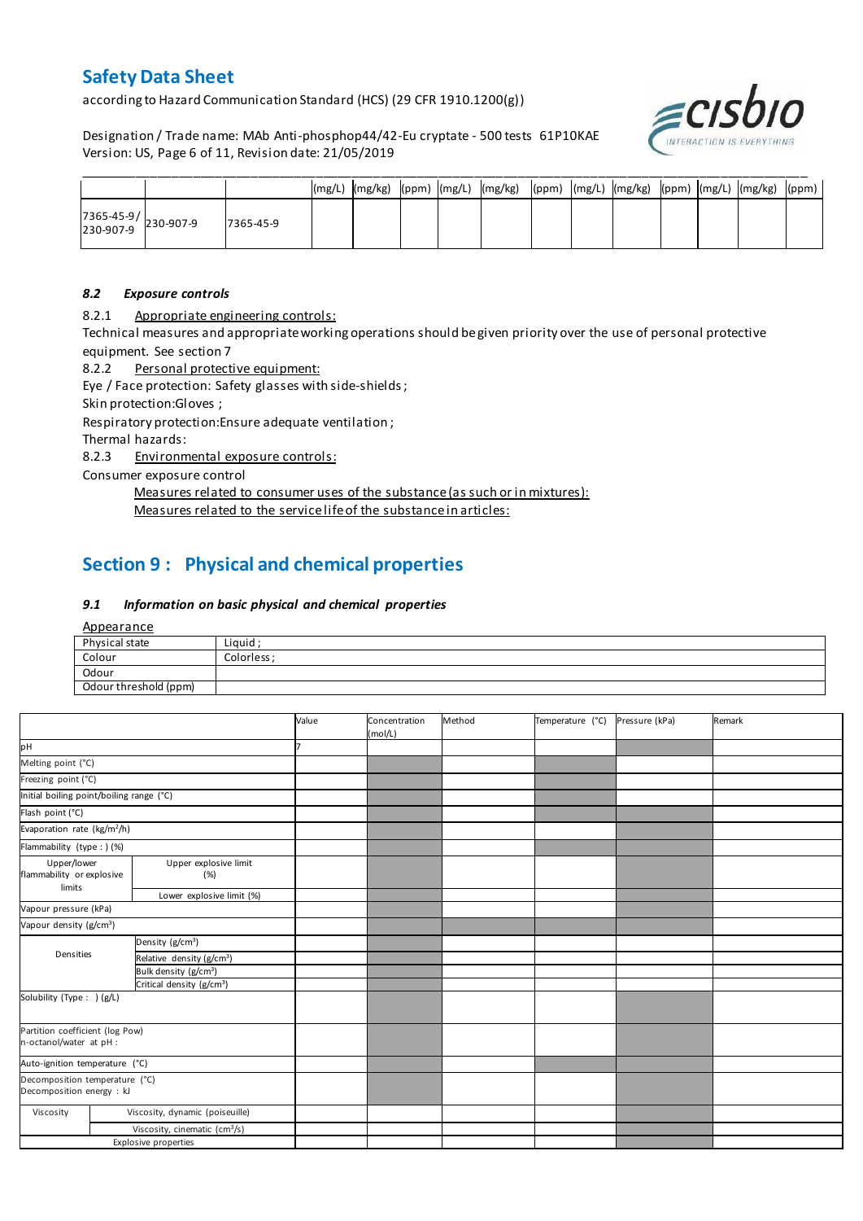| | | | (mg/L) | (mg/kg) | (ppm) | (mg/L) | (mg/kg) | (ppm) | (mg/L) | (mg/kg) | (ppm) | (mg/L) | (mg/kg) | (ppm) |
|---|---|---|---|---|---|---|---|---|---|---|---|---|---|---|
| 7365-45-9/ 230-907-9 | 230-907-9 | 7365-45-9 | | | | | | | | | | | | |

### *8.2 Exposure controls*

8.2.1 Appropriate engineering controls:

Technical measures and appropriate working operations should be given priority over the use of personal protective equipment. See section 7

8.2.2 Personal protective equipment:

Eye / Face protection: Safety glasses with side-shields ;

Skin protection:Gloves ;

Respiratory protection:Ensure adequate ventilation ;

Thermal hazards:

8.2.3 Environmental exposure controls:

Consumer exposure control

Measures related to consumer uses of the substance (as such or in mixtures):

Measures related to the service life of the substance in articles:

## Section 9 : Physical and chemical properties

### *9.1 Information on basic physical and chemical properties*

Appearance

| Physical state | Liquid ; |
|---|---|
| Colour | Colorless ; |
| Odour | |
| Odour threshold (ppm) | |

| | | Value | Concentration (mol/L) | Method | Temperature (°C) | Pressure (kPa) | Remark |
|---|---|---|---|---|---|---|---|
| pH | | 7 | | | | | |
| Melting point (°C) | | | | | | | |
| Freezing point (°C) | | | | | | | |
| Initial boiling point/boiling range (°C) | | | | | | | |
| Flash point (°C) | | | | | | | |
| Evaporation rate (kg/m²/h) | | | | | | | |
| Flammability (type : ) (%) | | | | | | | |
| Upper/lower flammability or explosive limits | Upper explosive limit (%) | | | | | | |
| | Lower explosive limit (%) | | | | | | |
| Vapour pressure (kPa) | | | | | | | |
| Vapour density (g/cm³) | | | | | | | |
| Densities | Density (g/cm³) | | | | | | |
| | Relative density (g/cm³) | | | | | | |
| | Bulk density (g/cm³) | | | | | | |
| | Critical density (g/cm³) | | | | | | |
| Solubility (Type : ) (g/L) | | | | | | | |
| Partition coefficient (log Pow) n-octanol/water at pH : | | | | | | | |
| Auto-ignition temperature (°C) | | | | | | | |
| Decomposition temperature (°C) Decomposition energy : kJ | | | | | | | |
| Viscosity | Viscosity, dynamic (poiseuille) | | | | | | |
| | Viscosity, cinematic (cm³/s) | | | | | | |
| Explosive properties | | | | | | | |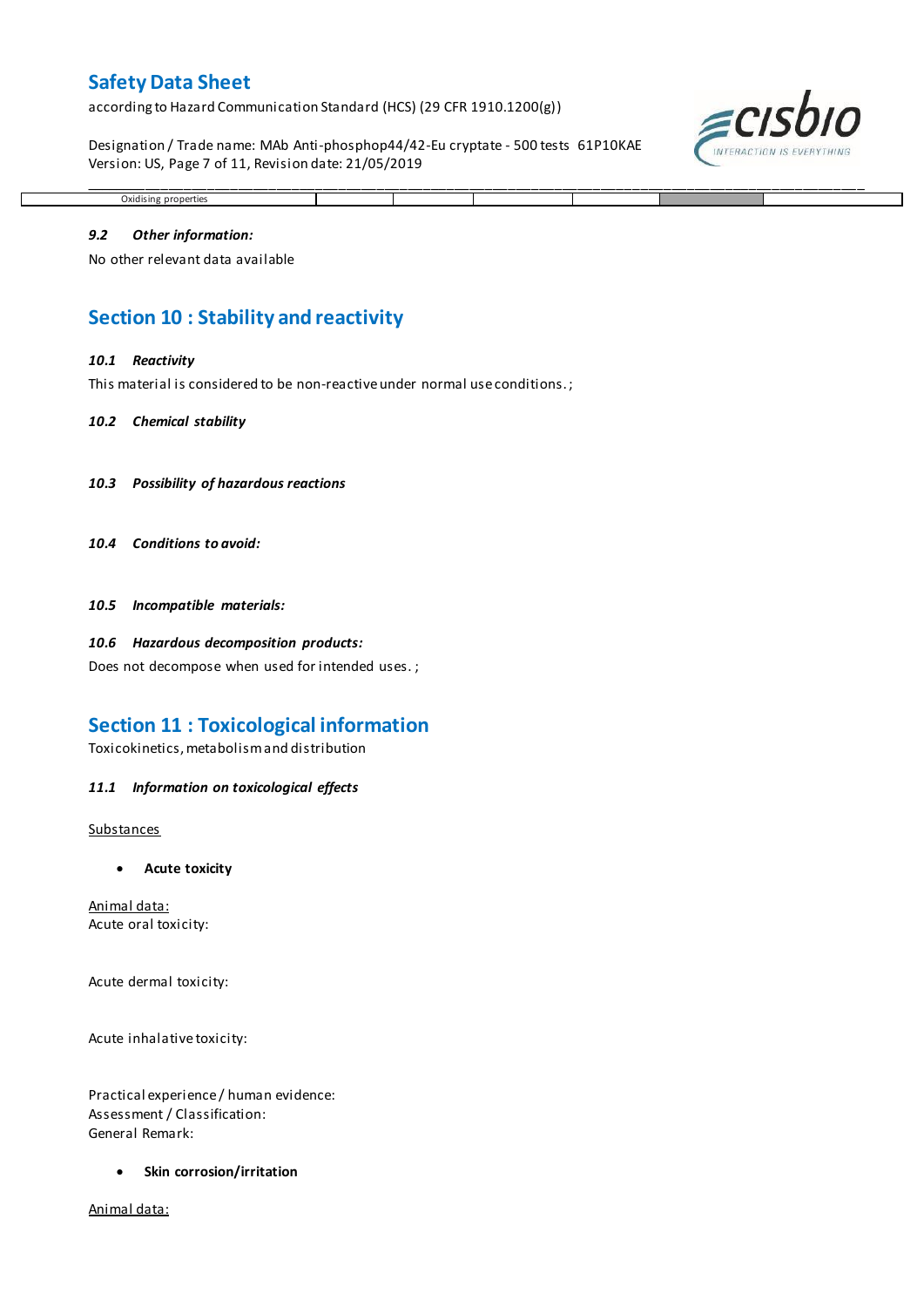| Oxidising properties | | | | | | |
|---|---|---|---|---|---|---|

### *9.2 Other information:*

No other relevant data available

## Section 10 : Stability and reactivity

### *10.1 Reactivity*

This material is considered to be non-reactive under normal use conditions. ;

### *10.2 Chemical stability*

### *10.3 Possibility of hazardous reactions*

### *10.4 Conditions to avoid:*

### *10.5 Incompatible materials:*

### *10.6 Hazardous decomposition products:*

Does not decompose when used for intended uses. ;

## Section 11 : Toxicological information

Toxicokinetics, metabolism and distribution

### *11.1 Information on toxicological effects*

Substances

- **Acute toxicity**

Animal data:
Acute oral toxicity:

Acute dermal toxicity:

Acute inhalative toxicity:

Practical experience / human evidence:
Assessment / Classification:
General Remark:

- **Skin corrosion/irritation**

Animal data: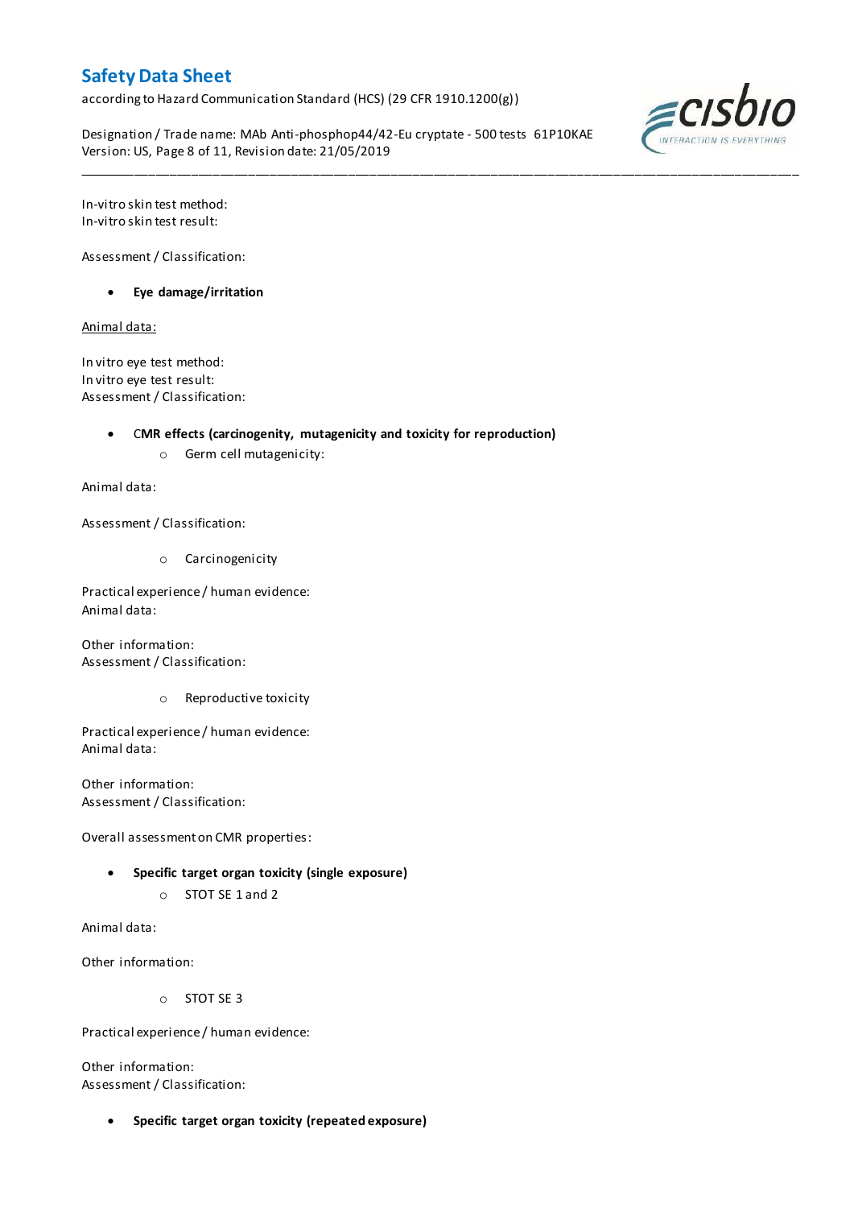In-vitro skin test method:
In-vitro skin test result:

Assessment / Classification:

- **Eye damage/irritation**

Animal data:

In vitro eye test method:
In vitro eye test result:
Assessment / Classification:

- **CMR effects (carcinogenity, mutagenicity and toxicity for reproduction)**
  - Germ cell mutagenicity:

Animal data:

Assessment / Classification:

  - Carcinogenicity

Practical experience / human evidence:
Animal data:

Other information:
Assessment / Classification:

  - Reproductive toxicity

Practical experience / human evidence:
Animal data:

Other information:
Assessment / Classification:

Overall assessment on CMR properties:

- **Specific target organ toxicity (single exposure)**
  - STOT SE 1 and 2

Animal data:

Other information:

  - STOT SE 3

Practical experience / human evidence:

Other information:
Assessment / Classification:

- **Specific target organ toxicity (repeated exposure)**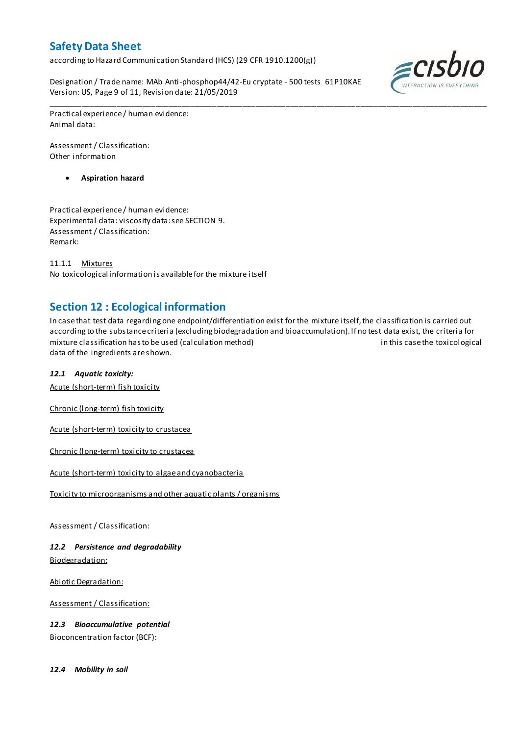Practical experience / human evidence:
Animal data:

Assessment / Classification:
Other information

- **Aspiration hazard**

Practical experience / human evidence:
Experimental data: viscosity data: see SECTION 9.
Assessment / Classification:
Remark:

11.1.1 Mixtures
No toxicological information is available for the mixture itself

## Section 12 : Ecological information

In case that test data regarding one endpoint/differentiation exist for the mixture itself, the classification is carried out according to the substance criteria (excluding biodegradation and bioaccumulation). If no test data exist, the criteria for mixture classification has to be used (calculation method) in this case the toxicological data of the ingredients are shown.

***12.1 Aquatic toxicity:***

Acute (short-term) fish toxicity

Chronic (long-term) fish toxicity

Acute (short-term) toxicity to crustacea

Chronic (long-term) toxicity to crustacea

Acute (short-term) toxicity to algae and cyanobacteria

Toxicity to microorganisms and other aquatic plants / organisms

Assessment / Classification:

***12.2 Persistence and degradability***

Biodegradation:

Abiotic Degradation:

Assessment / Classification:

***12.3 Bioaccumulative potential***

Bioconcentration factor (BCF):

***12.4 Mobility in soil***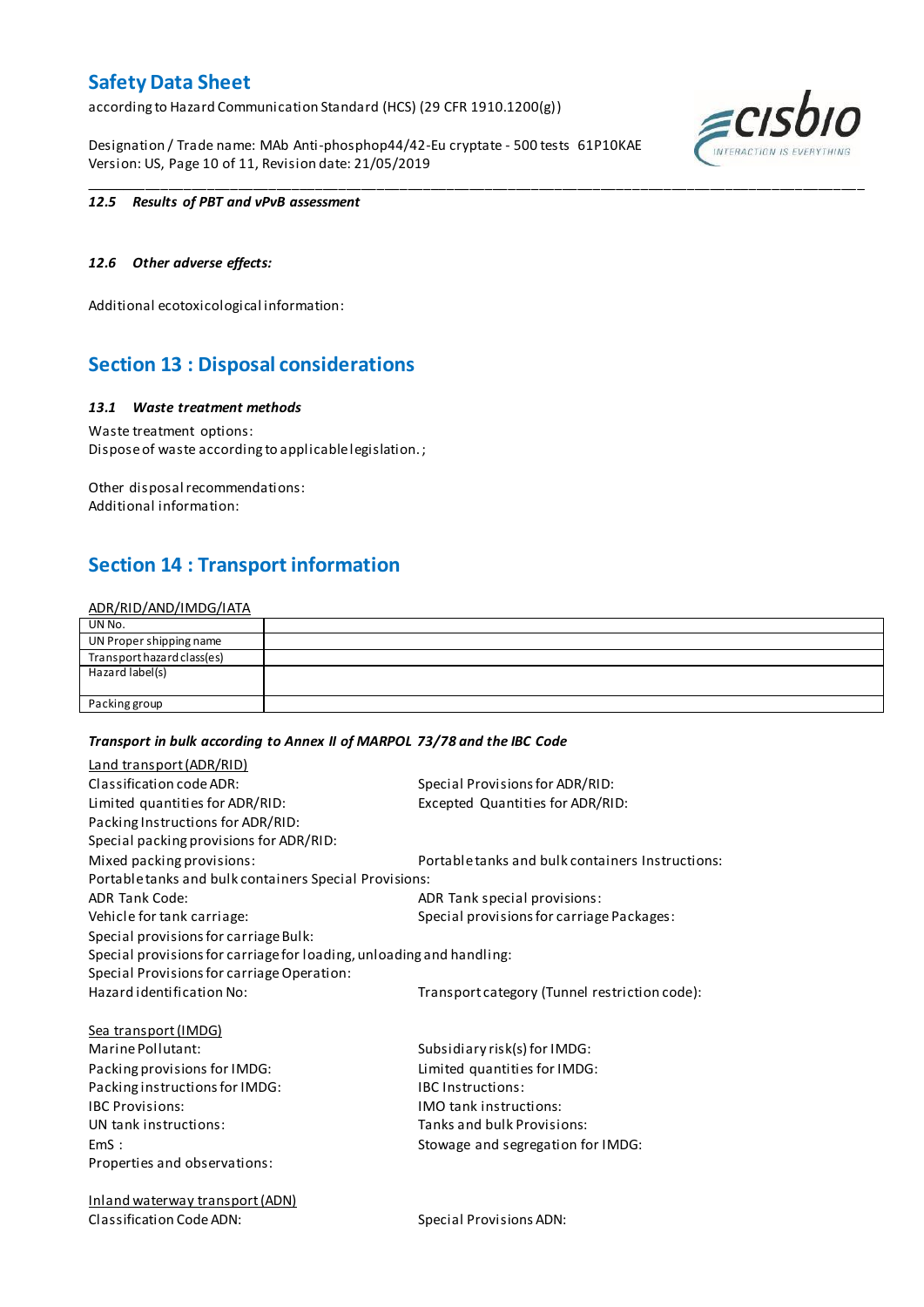*12.5 Results of PBT and vPvB assessment*

*12.6 Other adverse effects:*

Additional ecotoxicological information:

## Section 13 : Disposal considerations

*13.1 Waste treatment methods*

Waste treatment options:
Dispose of waste according to applicable legislation. ;

Other disposal recommendations:
Additional information:

## Section 14 : Transport information

ADR/RID/AND/IMDG/IATA

| UN No. | |
|---|---|
| UN Proper shipping name | |
| Transport hazard class(es) | |
| Hazard label(s) | |
| Packing group | |

***Transport in bulk according to Annex II of MARPOL 73/78 and the IBC Code***

Land transport (ADR/RID)

Classification code ADR:
Special Provisions for ADR/RID:
Limited quantities for ADR/RID:
Excepted Quantities for ADR/RID:
Packing Instructions for ADR/RID:
Special packing provisions for ADR/RID:
Mixed packing provisions:
Portable tanks and bulk containers Instructions:
Portable tanks and bulk containers Special Provisions:
ADR Tank Code:
ADR Tank special provisions:
Vehicle for tank carriage:
Special provisions for carriage Packages:
Special provisions for carriage Bulk:
Special provisions for carriage for loading, unloading and handling:
Special Provisions for carriage Operation:
Hazard identification No:
Transport category (Tunnel restriction code):

Sea transport (IMDG)

Marine Pollutant:
Subsidiary risk(s) for IMDG:
Packing provisions for IMDG:
Limited quantities for IMDG:
Packing instructions for IMDG:
IBC Instructions:
IBC Provisions:
IMO tank instructions:
UN tank instructions:
Tanks and bulk Provisions:
EmS :
Stowage and segregation for IMDG:
Properties and observations:

Inland waterway transport (ADN)

Classification Code ADN:
Special Provisions ADN: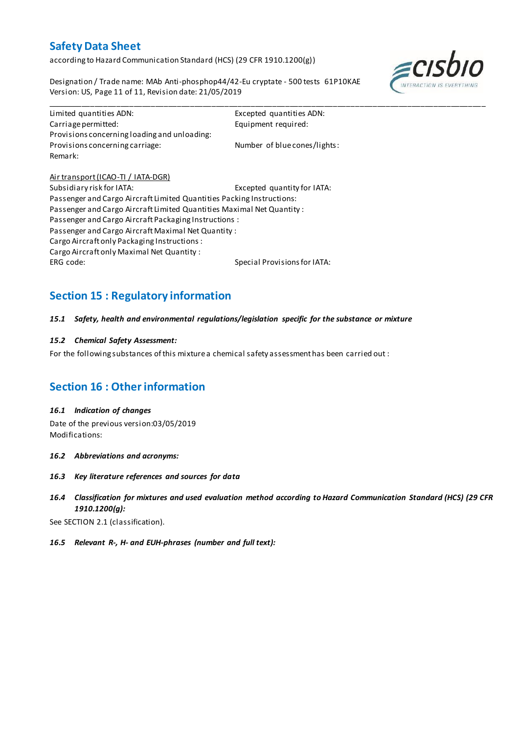| | |
|---|---|
| Limited quantities ADN: | Excepted quantities ADN: |
| Carriage permitted: | Equipment required: |
| Provisions concerning loading and unloading: | |
| Provisions concerning carriage: | Number of blue cones/lights: |
| Remark: | |

Air transport (ICAO-TI / IATA-DGR)

| | |
|---|---|
| Subsidiary risk for IATA: | Excepted quantity for IATA: |
| Passenger and Cargo Aircraft Limited Quantities Packing Instructions: | |
| Passenger and Cargo Aircraft Limited Quantities Maximal Net Quantity : | |
| Passenger and Cargo Aircraft Packaging Instructions : | |
| Passenger and Cargo Aircraft Maximal Net Quantity : | |
| Cargo Aircraft only Packaging Instructions : | |
| Cargo Aircraft only Maximal Net Quantity : | |
| ERG code: | Special Provisions for IATA: |

## Section 15 : Regulatory information

**15.1 Safety, health and environmental regulations/legislation specific for the substance or mixture**

**15.2 Chemical Safety Assessment:**

For the following substances of this mixture a chemical safety assessment has been carried out :

## Section 16 : Other information

**16.1 Indication of changes**

Date of the previous version:03/05/2019

Modifications:

**16.2 Abbreviations and acronyms:**

**16.3 Key literature references and sources for data**

**16.4 Classification for mixtures and used evaluation method according to Hazard Communication Standard (HCS) (29 CFR 1910.1200(g):**

See SECTION 2.1 (classification).

**16.5 Relevant R-, H- and EUH-phrases (number and full text):**